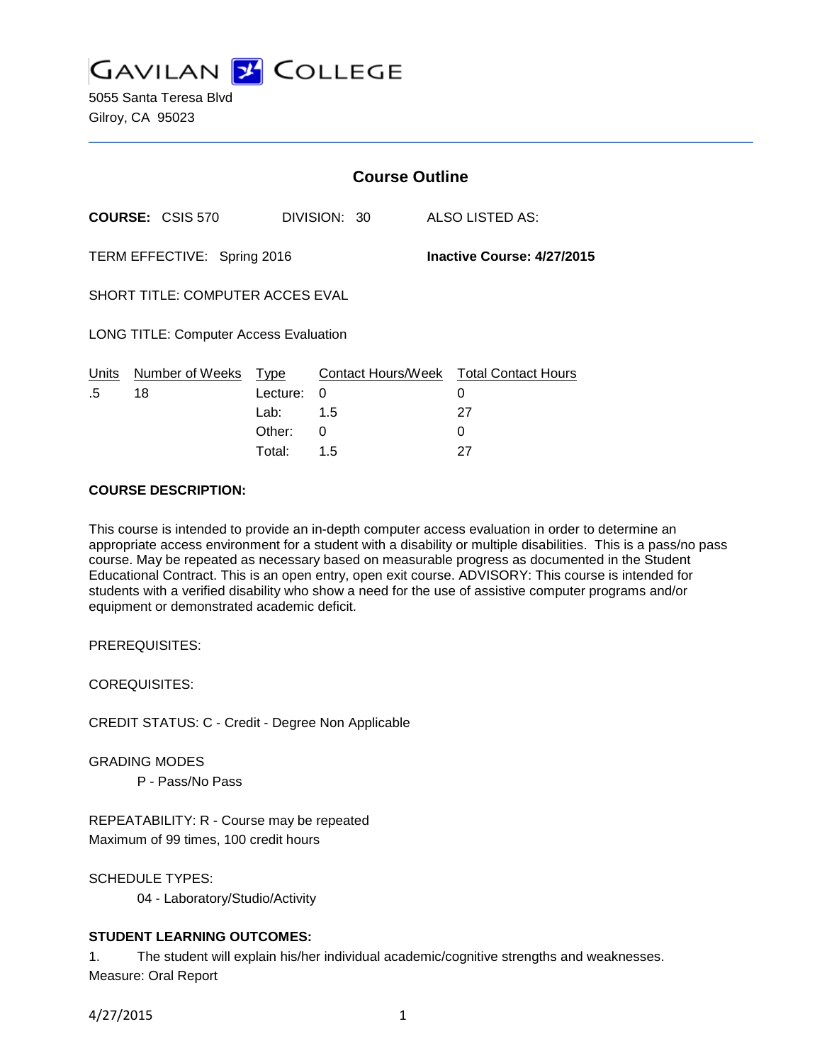# GAVILAN COLLEGE

5055 Santa Teresa Blvd
Gilroy, CA 95023

## Course Outline

**COURSE:** CSIS 570 DIVISION: 30 ALSO LISTED AS:

TERM EFFECTIVE: Spring 2016 **Inactive Course: 4/27/2015**

SHORT TITLE: COMPUTER ACCES EVAL

LONG TITLE: Computer Access Evaluation

| Units | Number of Weeks | Type | Contact Hours/Week | Total Contact Hours |
|---|---|---|---|---|
| .5 | 18 | Lecture: | 0 | 0 |
| | | Lab: | 1.5 | 27 |
| | | Other: | 0 | 0 |
| | | Total: | 1.5 | 27 |

**COURSE DESCRIPTION:**

This course is intended to provide an in-depth computer access evaluation in order to determine an appropriate access environment for a student with a disability or multiple disabilities. This is a pass/no pass course. May be repeated as necessary based on measurable progress as documented in the Student Educational Contract. This is an open entry, open exit course. ADVISORY: This course is intended for students with a verified disability who show a need for the use of assistive computer programs and/or equipment or demonstrated academic deficit.

PREREQUISITES:

COREQUISITES:

CREDIT STATUS: C - Credit - Degree Non Applicable

GRADING MODES

P - Pass/No Pass

REPEATABILITY: R - Course may be repeated
Maximum of 99 times, 100 credit hours

SCHEDULE TYPES:

04 - Laboratory/Studio/Activity

**STUDENT LEARNING OUTCOMES:**

1. The student will explain his/her individual academic/cognitive strengths and weaknesses.
Measure: Oral Report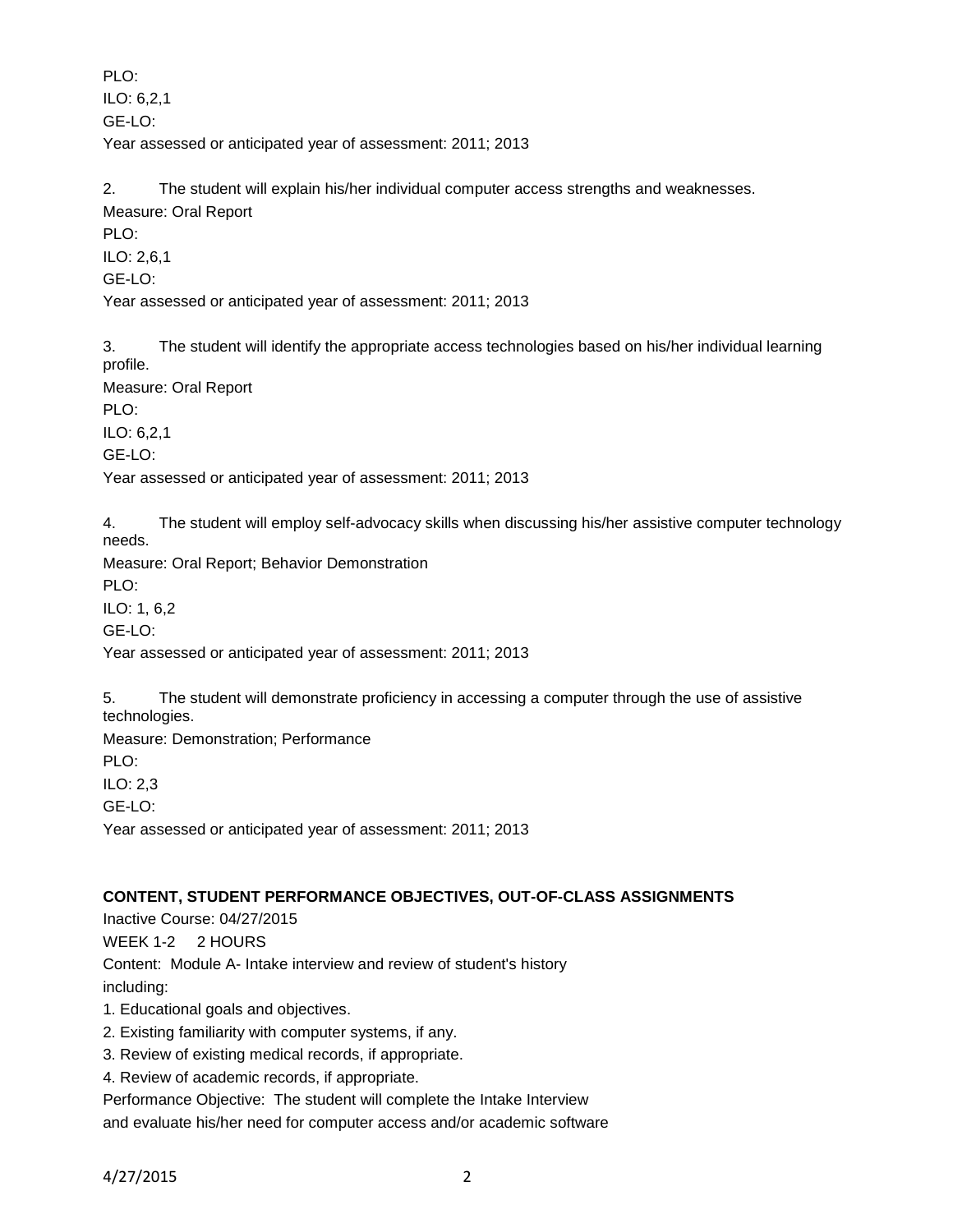PLO:

ILO: 6,2,1

GE-LO:

Year assessed or anticipated year of assessment: 2011; 2013

2. The student will explain his/her individual computer access strengths and weaknesses.

Measure: Oral Report

PLO:

ILO: 2,6,1

GE-LO:

Year assessed or anticipated year of assessment: 2011; 2013

3. The student will identify the appropriate access technologies based on his/her individual learning profile.

Measure: Oral Report

PLO:

ILO: 6,2,1

GE-LO:

Year assessed or anticipated year of assessment: 2011; 2013

4. The student will employ self-advocacy skills when discussing his/her assistive computer technology needs.

Measure: Oral Report; Behavior Demonstration

PLO:

ILO: 1, 6,2

GE-LO:

Year assessed or anticipated year of assessment: 2011; 2013

5. The student will demonstrate proficiency in accessing a computer through the use of assistive technologies.

Measure: Demonstration; Performance

PLO:

ILO: 2,3

GE-LO:

Year assessed or anticipated year of assessment: 2011; 2013

**CONTENT, STUDENT PERFORMANCE OBJECTIVES, OUT-OF-CLASS ASSIGNMENTS**

Inactive Course: 04/27/2015

WEEK 1-2 2 HOURS

Content: Module A- Intake interview and review of student's history including:

1. Educational goals and objectives.
2. Existing familiarity with computer systems, if any.
3. Review of existing medical records, if appropriate.
4. Review of academic records, if appropriate.

Performance Objective: The student will complete the Intake Interview and evaluate his/her need for computer access and/or academic software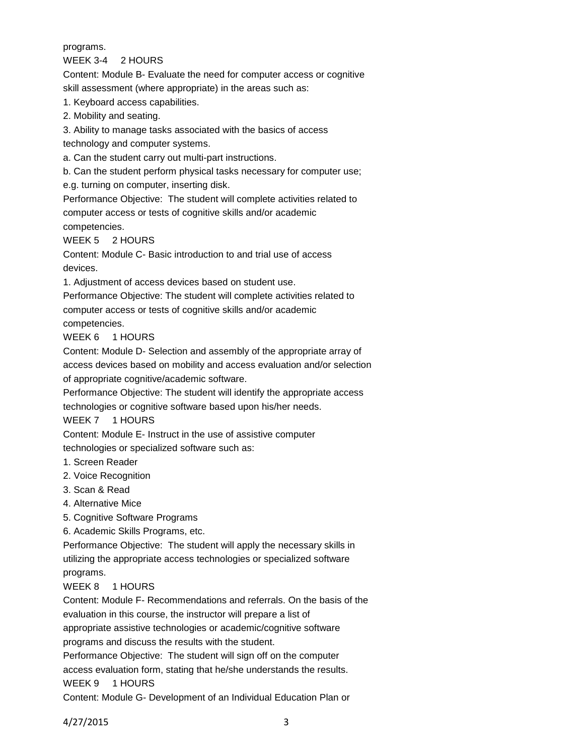programs.

WEEK 3-4 2 HOURS

Content: Module B- Evaluate the need for computer access or cognitive skill assessment (where appropriate) in the areas such as:

1. Keyboard access capabilities.
2. Mobility and seating.
3. Ability to manage tasks associated with the basics of access technology and computer systems.

a. Can the student carry out multi-part instructions.

b. Can the student perform physical tasks necessary for computer use; e.g. turning on computer, inserting disk.

Performance Objective: The student will complete activities related to computer access or tests of cognitive skills and/or academic competencies.

WEEK 5 2 HOURS

Content: Module C- Basic introduction to and trial use of access devices.

1. Adjustment of access devices based on student use.

Performance Objective: The student will complete activities related to computer access or tests of cognitive skills and/or academic competencies.

WEEK 6 1 HOURS

Content: Module D- Selection and assembly of the appropriate array of access devices based on mobility and access evaluation and/or selection of appropriate cognitive/academic software.

Performance Objective: The student will identify the appropriate access technologies or cognitive software based upon his/her needs.

WEEK 7 1 HOURS

Content: Module E- Instruct in the use of assistive computer technologies or specialized software such as:

1. Screen Reader
2. Voice Recognition
3. Scan & Read
4. Alternative Mice
5. Cognitive Software Programs
6. Academic Skills Programs, etc.

Performance Objective: The student will apply the necessary skills in utilizing the appropriate access technologies or specialized software programs.

WEEK 8 1 HOURS

Content: Module F- Recommendations and referrals. On the basis of the evaluation in this course, the instructor will prepare a list of appropriate assistive technologies or academic/cognitive software programs and discuss the results with the student.

Performance Objective: The student will sign off on the computer access evaluation form, stating that he/she understands the results.

WEEK 9 1 HOURS

Content: Module G- Development of an Individual Education Plan or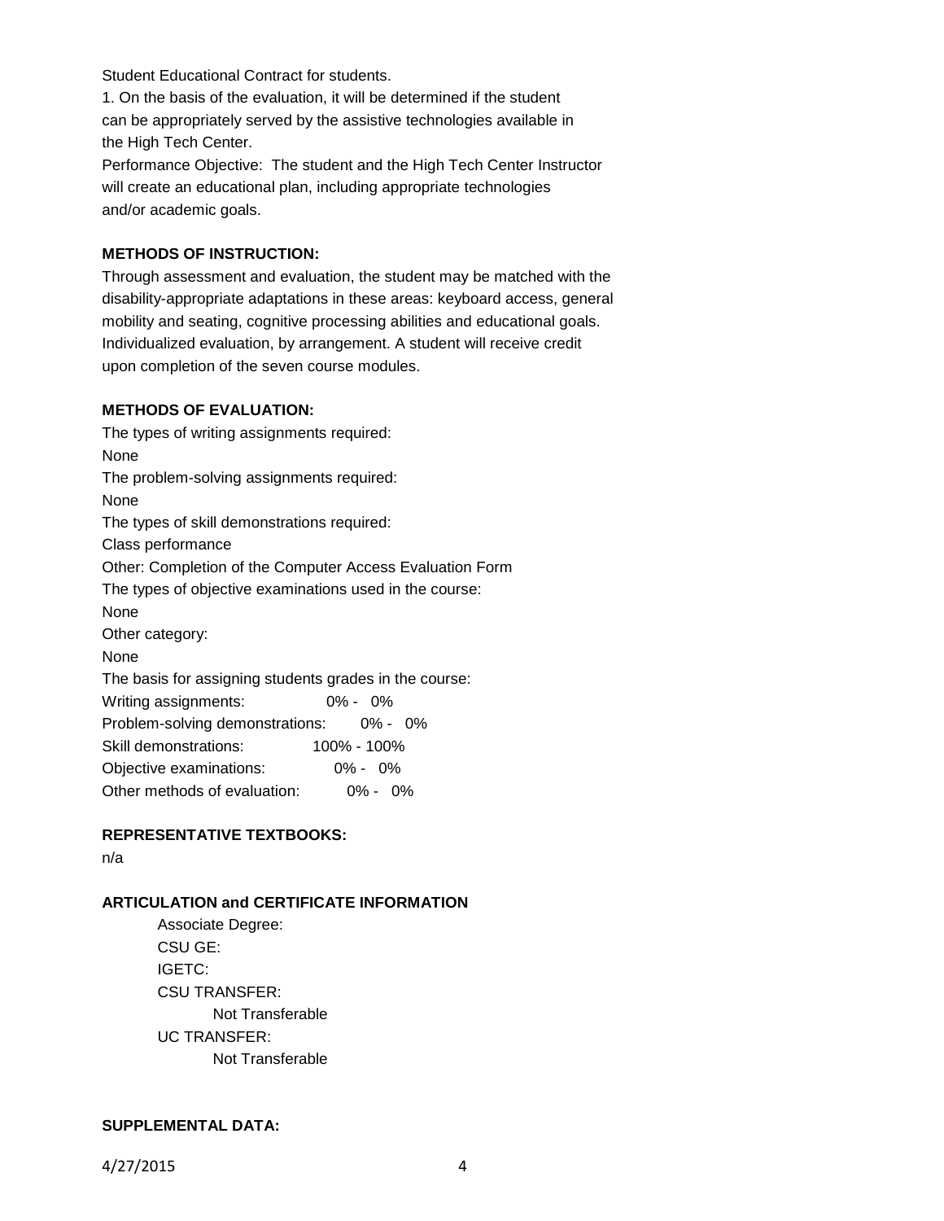Student Educational Contract for students.

1. On the basis of the evaluation, it will be determined if the student can be appropriately served by the assistive technologies available in the High Tech Center.

Performance Objective: The student and the High Tech Center Instructor will create an educational plan, including appropriate technologies and/or academic goals.

**METHODS OF INSTRUCTION:**

Through assessment and evaluation, the student may be matched with the disability-appropriate adaptations in these areas: keyboard access, general mobility and seating, cognitive processing abilities and educational goals. Individualized evaluation, by arrangement. A student will receive credit upon completion of the seven course modules.

**METHODS OF EVALUATION:**

The types of writing assignments required:
None
The problem-solving assignments required:
None
The types of skill demonstrations required:
Class performance
Other: Completion of the Computer Access Evaluation Form
The types of objective examinations used in the course:
None
Other category:
None
The basis for assigning students grades in the course:

| | |
|---|---|
| Writing assignments: | 0% - 0% |
| Problem-solving demonstrations: | 0% - 0% |
| Skill demonstrations: | 100% - 100% |
| Objective examinations: | 0% - 0% |
| Other methods of evaluation: | 0% - 0% |

**REPRESENTATIVE TEXTBOOKS:**

n/a

**ARTICULATION and CERTIFICATE INFORMATION**

Associate Degree:
CSU GE:
IGETC:
CSU TRANSFER:
Not Transferable
UC TRANSFER:
Not Transferable

**SUPPLEMENTAL DATA:**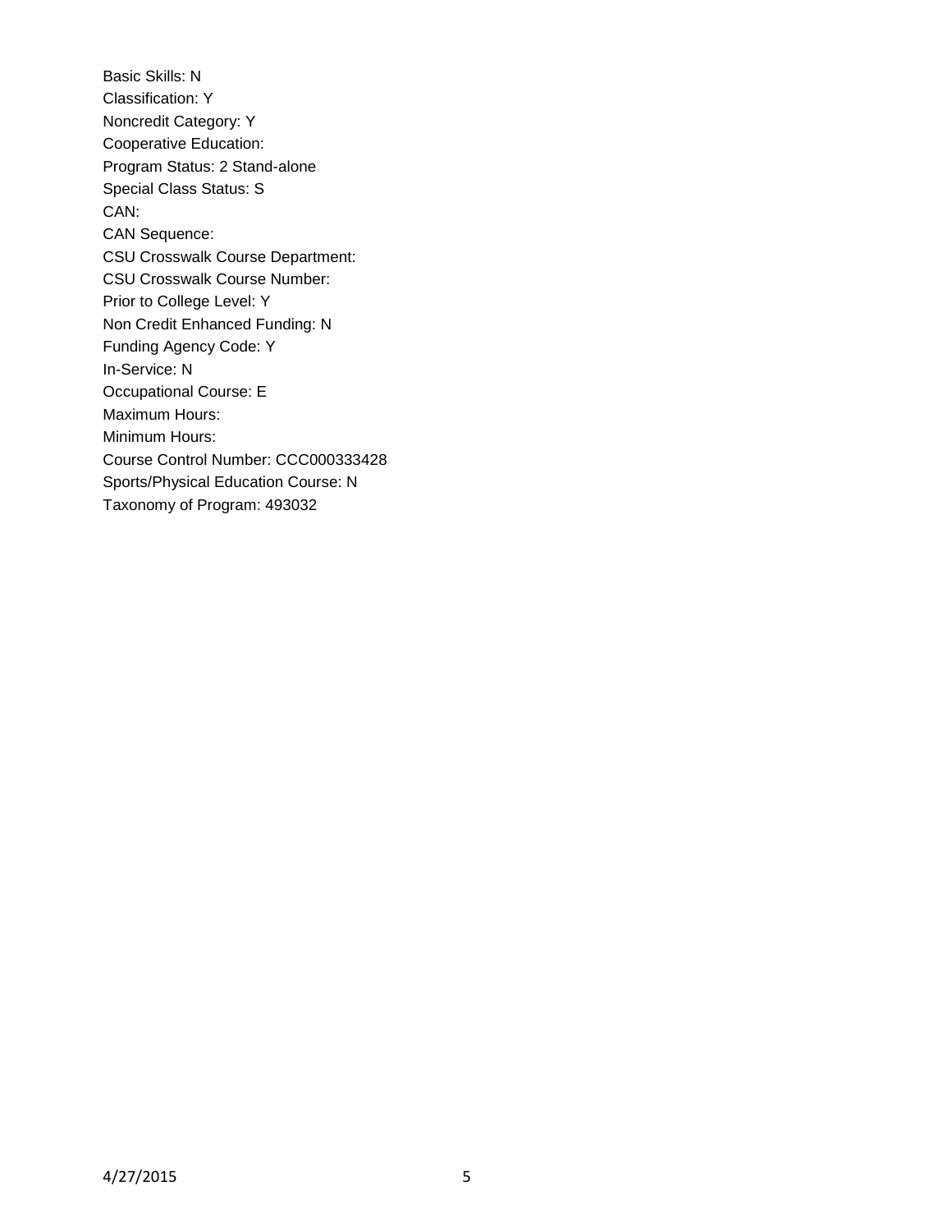Basic Skills: N
Classification: Y
Noncredit Category: Y
Cooperative Education:
Program Status: 2 Stand-alone
Special Class Status: S
CAN:
CAN Sequence:
CSU Crosswalk Course Department:
CSU Crosswalk Course Number:
Prior to College Level: Y
Non Credit Enhanced Funding: N
Funding Agency Code: Y
In-Service: N
Occupational Course: E
Maximum Hours:
Minimum Hours:
Course Control Number: CCC000333428
Sports/Physical Education Course: N
Taxonomy of Program: 493032